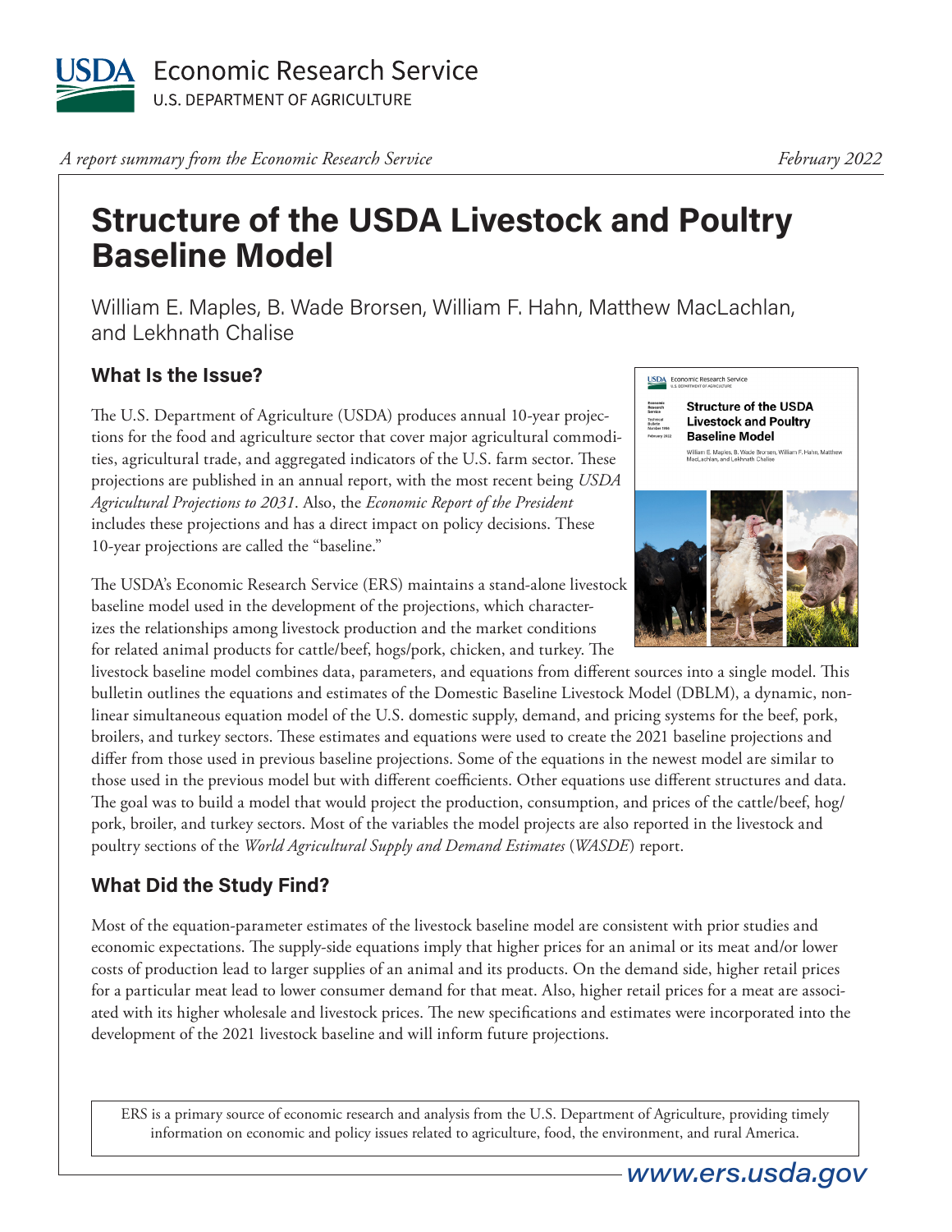USDA Economic Research Service
U.S. DEPARTMENT OF AGRICULTURE

*A report summary from the Economic Research Service* *February 2022*

# Structure of the USDA Livestock and Poultry Baseline Model

William E. Maples, B. Wade Brorsen, William F. Hahn, Matthew MacLachlan, and Lekhnath Chalise

## What Is the Issue?

The U.S. Department of Agriculture (USDA) produces annual 10-year projections for the food and agriculture sector that cover major agricultural commodities, agricultural trade, and aggregated indicators of the U.S. farm sector. These projections are published in an annual report, with the most recent being *USDA Agricultural Projections to 2031*. Also, the *Economic Report of the President* includes these projections and has a direct impact on policy decisions. These 10-year projections are called the "baseline."

The USDA's Economic Research Service (ERS) maintains a stand-alone livestock baseline model used in the development of the projections, which characterizes the relationships among livestock production and the market conditions for related animal products for cattle/beef, hogs/pork, chicken, and turkey. The livestock baseline model combines data, parameters, and equations from different sources into a single model. This bulletin outlines the equations and estimates of the Domestic Baseline Livestock Model (DBLM), a dynamic, nonlinear simultaneous equation model of the U.S. domestic supply, demand, and pricing systems for the beef, pork, broilers, and turkey sectors. These estimates and equations were used to create the 2021 baseline projections and differ from those used in previous baseline projections. Some of the equations in the newest model are similar to those used in the previous model but with different coefficients. Other equations use different structures and data. The goal was to build a model that would project the production, consumption, and prices of the cattle/beef, hog/pork, broiler, and turkey sectors. Most of the variables the model projects are also reported in the livestock and poultry sections of the *World Agricultural Supply and Demand Estimates* (*WASDE*) report.

## What Did the Study Find?

Most of the equation-parameter estimates of the livestock baseline model are consistent with prior studies and economic expectations. The supply-side equations imply that higher prices for an animal or its meat and/or lower costs of production lead to larger supplies of an animal and its products. On the demand side, higher retail prices for a particular meat lead to lower consumer demand for that meat. Also, higher retail prices for a meat are associated with its higher wholesale and livestock prices. The new specifications and estimates were incorporated into the development of the 2021 livestock baseline and will inform future projections.

ERS is a primary source of economic research and analysis from the U.S. Department of Agriculture, providing timely information on economic and policy issues related to agriculture, food, the environment, and rural America.

www.ers.usda.gov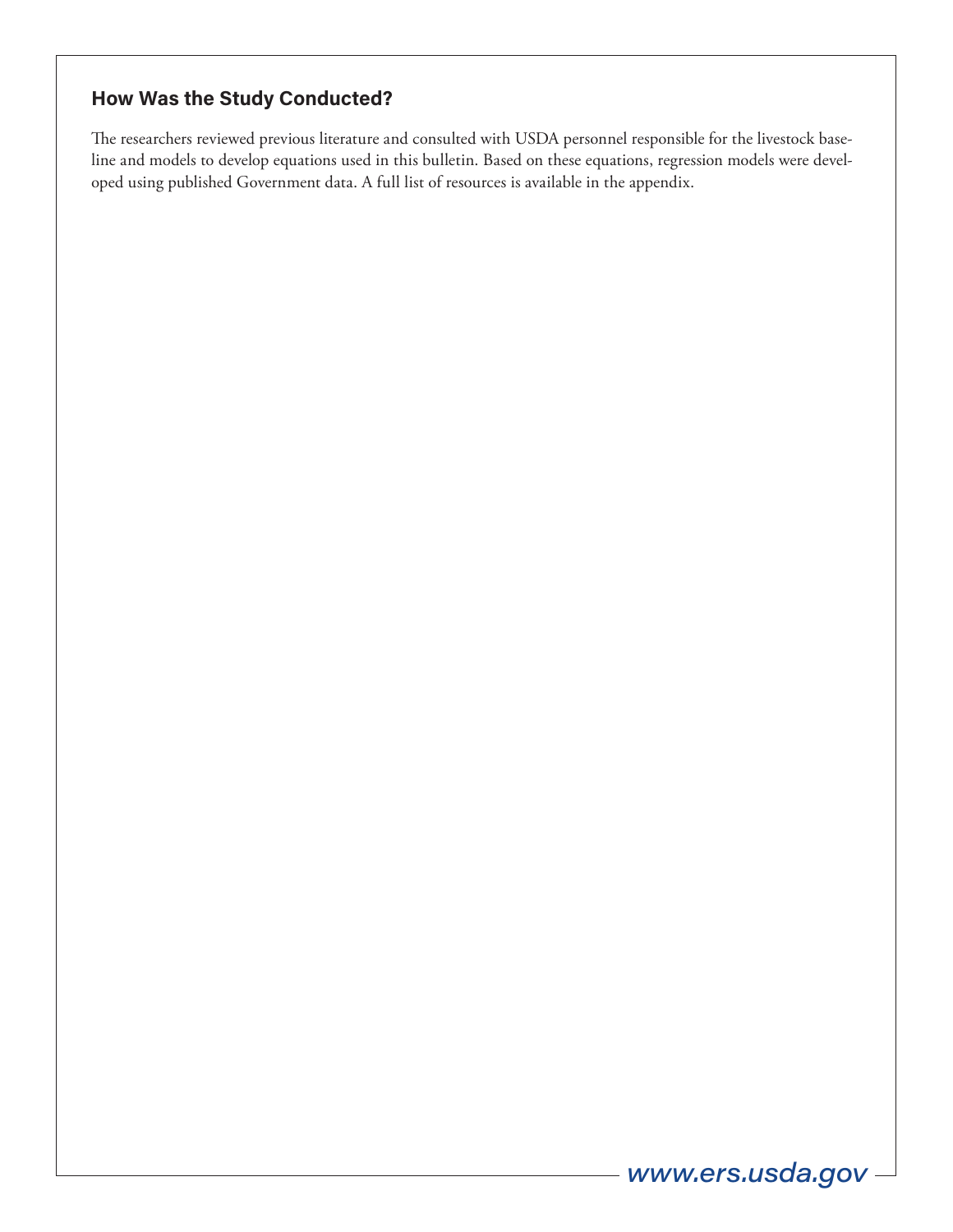## How Was the Study Conducted?

The researchers reviewed previous literature and consulted with USDA personnel responsible for the livestock baseline and models to develop equations used in this bulletin. Based on these equations, regression models were developed using published Government data. A full list of resources is available in the appendix.